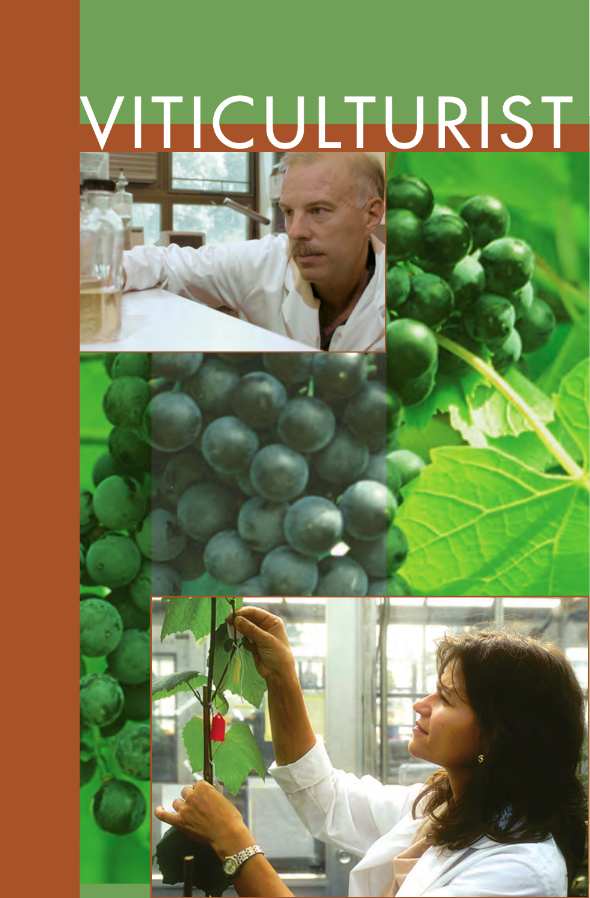# VITICULTURIST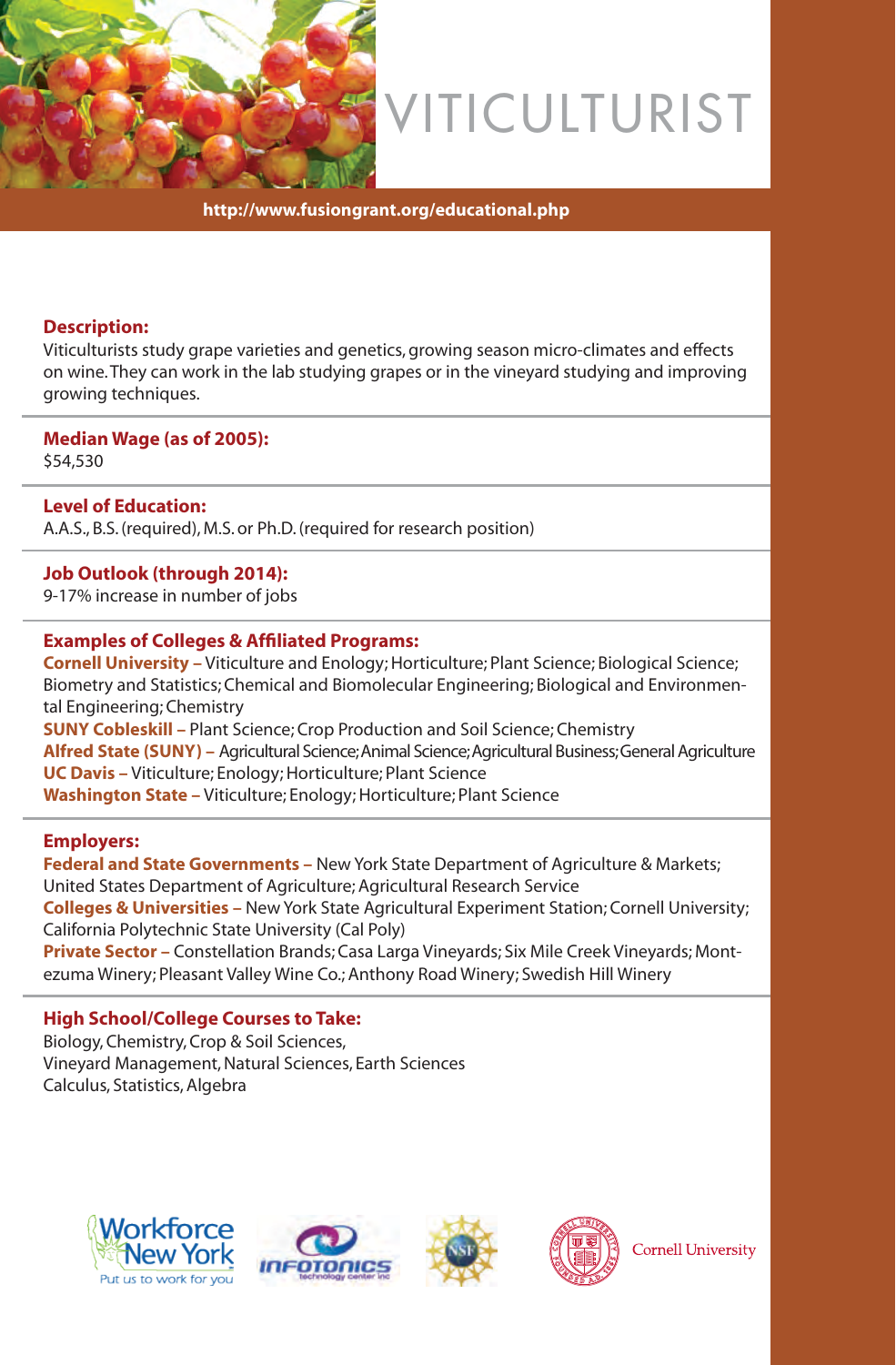# VITICULTURIST

http://www.fusiongrant.org/educational.php

**Description:**
Viticulturists study grape varieties and genetics, growing season micro-climates and effects on wine. They can work in the lab studying grapes or in the vineyard studying and improving growing techniques.

**Median Wage (as of 2005):**
$54,530

**Level of Education:**
A.A.S., B.S. (required), M.S. or Ph.D. (required for research position)

**Job Outlook (through 2014):**
9-17% increase in number of jobs

**Examples of Colleges & Affiliated Programs:**
**Cornell University –** Viticulture and Enology; Horticulture; Plant Science; Biological Science; Biometry and Statistics; Chemical and Biomolecular Engineering; Biological and Environmental Engineering; Chemistry
**SUNY Cobleskill –** Plant Science; Crop Production and Soil Science; Chemistry
**Alfred State (SUNY) –** Agricultural Science; Animal Science; Agricultural Business; General Agriculture
**UC Davis –** Viticulture; Enology; Horticulture; Plant Science
**Washington State –** Viticulture; Enology; Horticulture; Plant Science

**Employers:**
**Federal and State Governments –** New York State Department of Agriculture & Markets; United States Department of Agriculture; Agricultural Research Service
**Colleges & Universities –** New York State Agricultural Experiment Station; Cornell University; California Polytechnic State University (Cal Poly)
**Private Sector –** Constellation Brands; Casa Larga Vineyards; Six Mile Creek Vineyards; Montezuma Winery; Pleasant Valley Wine Co.; Anthony Road Winery; Swedish Hill Winery

**High School/College Courses to Take:**
Biology, Chemistry, Crop & Soil Sciences,
Vineyard Management, Natural Sciences, Earth Sciences
Calculus, Statistics, Algebra

Workforce New York — Put us to work for you
Infotonics technology center inc
NSF
Cornell University